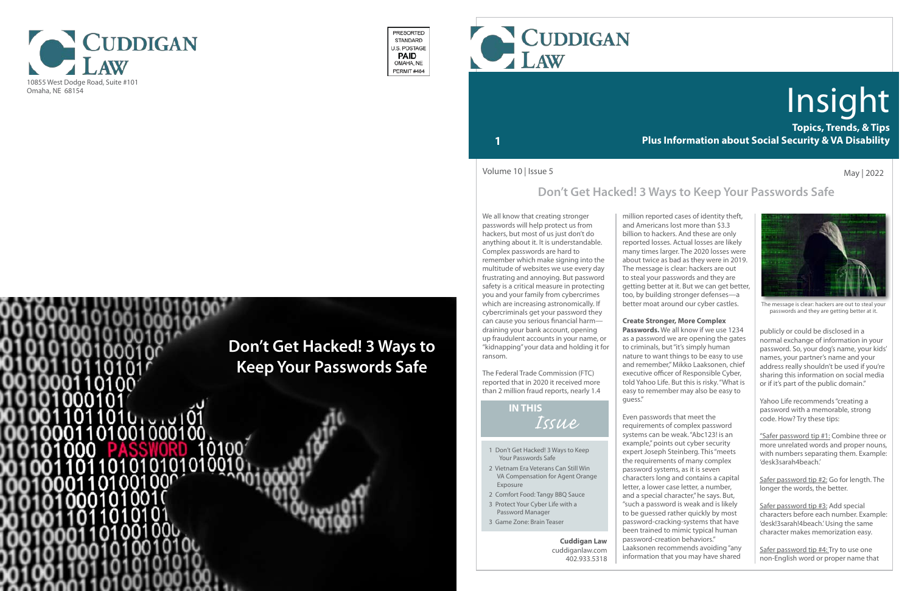Cuddigan Law
10855 West Dodge Road, Suite #101
Omaha, NE 68154

PRESORTED STANDARD U.S. POSTAGE PAID OMAHA, NE PERMIT #484

Don't Get Hacked! 3 Ways to Keep Your Passwords Safe

Cuddigan Law

# Insight

**Topics, Trends, & Tips**
**Plus Information about Social Security & VA Disability**

Volume 10 | Issue 5

May | 2022

## Don't Get Hacked! 3 Ways to Keep Your Passwords Safe

We all know that creating stronger passwords will help protect us from hackers, but most of us just don't do anything about it. It is understandable. Complex passwords are hard to remember which make signing into the multitude of websites we use every day frustrating and annoying. But password safety is a critical measure in protecting you and your family from cybercrimes which are increasing astronomically. If cybercriminals get your password they can cause you serious financial harm—draining your bank account, opening up fraudulent accounts in your name, or "kidnapping" your data and holding it for ransom.

The Federal Trade Commission (FTC) reported that in 2020 it received more than 2 million fraud reports, nearly 1.4 million reported cases of identity theft, and Americans lost more than $3.3 billion to hackers. And these are only reported losses. Actual losses are likely many times larger. The 2020 losses were about twice as bad as they were in 2019. The message is clear: hackers are out to steal your passwords and they are getting better at it. But we can get better, too, by building stronger defenses—a better moat around our cyber castles.

**Create Stronger, More Complex Passwords.** We all know if we use 1234 as a password we are opening the gates to criminals, but "it's simply human nature to want things to be easy to use and remember," Mikko Laaksonen, chief executive officer of Responsible Cyber, told Yahoo Life. But this is risky. "What is easy to remember may also be easy to guess."

Even passwords that meet the requirements of complex password systems can be weak. "Abc123! is an example," points out cyber security expert Joseph Steinberg. This "meets the requirements of many complex password systems, as it is seven characters long and contains a capital letter, a lower case letter, a number, and a special character," he says. But, "such a password is weak and is likely to be guessed rather quickly by most password-cracking-systems that have been trained to mimic typical human password-creation behaviors." Laaksonen recommends avoiding "any information that you may have shared publicly or could be disclosed in a normal exchange of information in your password. So, your dog's name, your kids' names, your partner's name and your address really shouldn't be used if you're sharing this information on social media or if it's part of the public domain."

The message is clear: hackers are out to steal your passwords and they are getting better at it.

Yahoo Life recommends "creating a password with a memorable, strong code. How? Try these tips:

"Safer password tip #1: Combine three or more unrelated words and proper nouns, with numbers separating them. Example: 'desk3sarah4beach.'

Safer password tip #2: Go for length. The longer the words, the better.

Safer password tip #3: Add special characters before each number. Example: 'desk!3sarah!4beach.' Using the same character makes memorization easy.

Safer password tip #4: Try to use one non-English word or proper name that

### IN THIS *Issue*

1 Don't Get Hacked! 3 Ways to Keep Your Passwords Safe
2 Vietnam Era Veterans Can Still Win VA Compensation for Agent Orange Exposure
2 Comfort Food: Tangy BBQ Sauce
3 Protect Your Cyber Life with a Password Manager
3 Game Zone: Brain Teaser

**Cuddigan Law**
cuddiganlaw.com
402.933.5318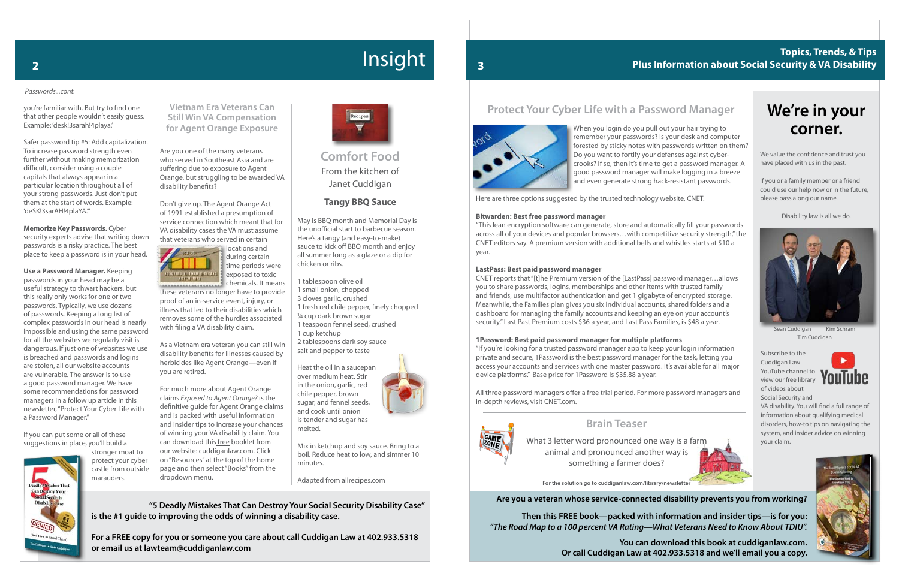*Passwords...cont.*

you're familiar with. But try to find one that other people wouldn't easily guess. Example: 'desk!3sarah!4playa.'

Safer password tip #5: Add capitalization. To increase password strength even further without making memorization difficult, consider using a couple capitals that always appear in a particular location throughout all of your strong passwords. Just don't put them at the start of words. Example: 'deSK!3sarAH!4plaYA."

**Memorize Key Passwords.** Cyber security experts advise that writing down passwords is a risky practice. The best place to keep a password is in your head.

**Use a Password Manager.** Keeping passwords in your head may be a useful strategy to thwart hackers, but this really only works for one or two passwords. Typically, we use dozens of passwords. Keeping a long list of complex passwords in our head is nearly impossible and using the same password for all the websites we regularly visit is dangerous. If just one of websites we use is breached and passwords and logins are stolen, all our website accounts are vulnerable. The answer is to use a good password manager. We have some recommendations for password managers in a follow up article in this newsletter, "Protect Your Cyber Life with a Password Manager."

If you can put some or all of these suggestions in place, you'll build a stronger moat to protect your cyber castle from outside marauders.

## Vietnam Era Veterans Can Still Win VA Compensation for Agent Orange Exposure

Are you one of the many veterans who served in Southeast Asia and are suffering due to exposure to Agent Orange, but struggling to be awarded VA disability benefits?

Don't give up. The Agent Orange Act of 1991 established a presumption of service connection which meant that for VA disability cases the VA must assume that veterans who served in certain locations and during certain time periods were exposed to toxic chemicals. It means these veterans no longer have to provide proof of an in-service event, injury, or illness that led to their disabilities which removes some of the hurdles associated with filing a VA disability claim.

As a Vietnam era veteran you can still win disability benefits for illnesses caused by herbicides like Agent Orange—even if you are retired.

For much more about Agent Orange claims *Exposed to Agent Orange?* is the definitive guide for Agent Orange claims and is packed with useful information and insider tips to increase your chances of winning your VA disability claim. You can download this free booklet from our website: cuddiganlaw.com. Click on "Resources" at the top of the home page and then select "Books" from the dropdown menu.

## Comfort Food

From the kitchen of Janet Cuddigan

### Tangy BBQ Sauce

May is BBQ month and Memorial Day is the unofficial start to barbecue season. Here's a tangy (and easy-to-make) sauce to kick off BBQ month and enjoy all summer long as a glaze or a dip for chicken or ribs.

- 1 tablespoon olive oil
- 1 small onion, chopped
- 3 cloves garlic, crushed
- 1 fresh red chile pepper, finely chopped
- ¼ cup dark brown sugar
- 1 teaspoon fennel seed, crushed
- 1 cup ketchup
- 2 tablespoons dark soy sauce
- salt and pepper to taste

Heat the oil in a saucepan over medium heat. Stir in the onion, garlic, red chile pepper, brown sugar, and fennel seeds, and cook until onion is tender and sugar has melted.

Mix in ketchup and soy sauce. Bring to a boil. Reduce heat to low, and simmer 10 minutes.

Adapted from allrecipes.com

**"5 Deadly Mistakes That Can Destroy Your Social Security Disability Case" is the #1 guide to improving the odds of winning a disability case.**

**For a FREE copy for you or someone you care about call Cuddigan Law at 402.933.5318 or email us at lawteam@cuddiganlaw.com**

## Protect Your Cyber Life with a Password Manager

When you login do you pull out your hair trying to remember your passwords? Is your desk and computer forested by sticky notes with passwords written on them? Do you want to fortify your defenses against cyber-crooks? If so, then it's time to get a password manager. A good password manager will make logging in a breeze and even generate strong hack-resistant passwords.

Here are three options suggested by the trusted technology website, CNET.

**Bitwarden: Best free password manager**
"This lean encryption software can generate, store and automatically fill your passwords across all of your devices and popular browsers…with competitive security strength," the CNET editors say. A premium version with additional bells and whistles starts at $10 a year.

**LastPass: Best paid password manager**
CNET reports that "[t]he Premium version of the [LastPass] password manager…allows you to share passwords, logins, memberships and other items with trusted family and friends, use multifactor authentication and get 1 gigabyte of encrypted storage. Meanwhile, the Families plan gives you six individual accounts, shared folders and a dashboard for managing the family accounts and keeping an eye on your account's security." Last Past Premium costs $36 a year, and Last Pass Families, is $48 a year.

**1Password: Best paid password manager for multiple platforms**
"If you're looking for a trusted password manager app to keep your login information private and secure, 1Password is the best password manager for the task, letting you access your accounts and services with one master password. It's available for all major device platforms." Base price for 1Password is $35.88 a year.

All three password managers offer a free trial period. For more password managers and in-depth reviews, visit CNET.com.

## Brain Teaser

What 3 letter word pronounced one way is a farm animal and pronounced another way is something a farmer does?

For the solution go to cuddiganlaw.com/library/newsletter

## We're in your corner.

We value the confidence and trust you have placed with us in the past.

If you or a family member or a friend could use our help now or in the future, please pass along our name.

Disability law is all we do.

Sean Cuddigan Kim Schram
Tim Cuddigan

Subscribe to the Cuddigan Law YouTube channel to view our free library of videos about Social Security and VA disability. You will find a full range of information about qualifying medical disorders, how-to tips on navigating the system, and insider advice on winning your claim.

**Are you a veteran whose service-connected disability prevents you from working?**

**Then this FREE book—packed with information and insider tips—is for you:** ***"The Road Map to a 100 percent VA Rating—What Veterans Need to Know About TDIU".***

**You can download this book at cuddiganlaw.com. Or call Cuddigan Law at 402.933.5318 and we'll email you a copy.**